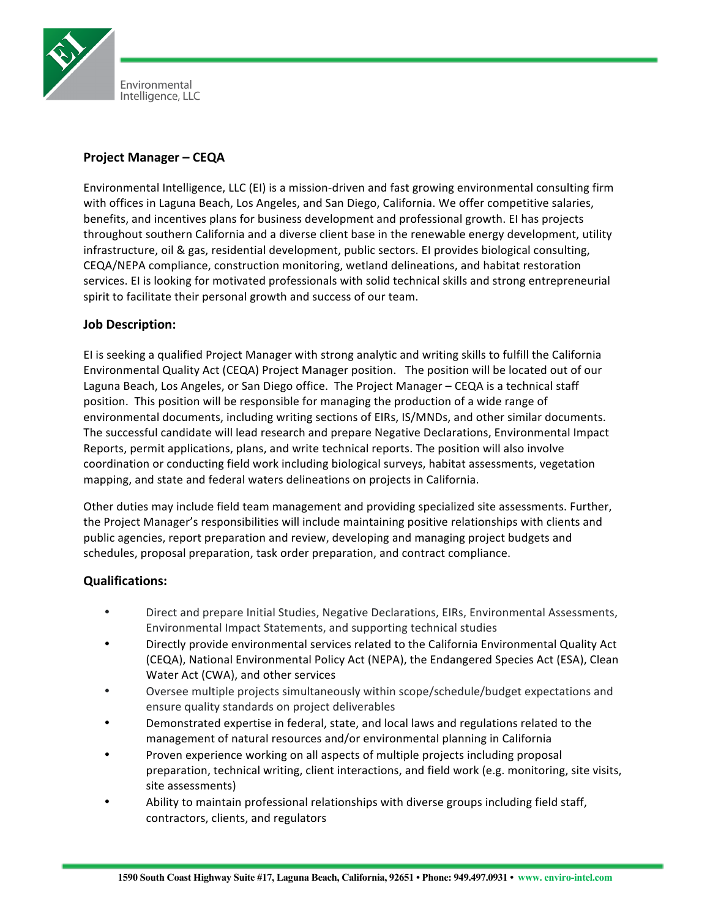Environmental Intelligence, LLC

## Project Manager – CEQA

Environmental Intelligence, LLC (EI) is a mission-driven and fast growing environmental consulting firm with offices in Laguna Beach, Los Angeles, and San Diego, California. We offer competitive salaries, benefits, and incentives plans for business development and professional growth. EI has projects throughout southern California and a diverse client base in the renewable energy development, utility infrastructure, oil & gas, residential development, public sectors. EI provides biological consulting, CEQA/NEPA compliance, construction monitoring, wetland delineations, and habitat restoration services. EI is looking for motivated professionals with solid technical skills and strong entrepreneurial spirit to facilitate their personal growth and success of our team.

### Job Description:

EI is seeking a qualified Project Manager with strong analytic and writing skills to fulfill the California Environmental Quality Act (CEQA) Project Manager position. The position will be located out of our Laguna Beach, Los Angeles, or San Diego office. The Project Manager – CEQA is a technical staff position. This position will be responsible for managing the production of a wide range of environmental documents, including writing sections of EIRs, IS/MNDs, and other similar documents. The successful candidate will lead research and prepare Negative Declarations, Environmental Impact Reports, permit applications, plans, and write technical reports. The position will also involve coordination or conducting field work including biological surveys, habitat assessments, vegetation mapping, and state and federal waters delineations on projects in California.

Other duties may include field team management and providing specialized site assessments. Further, the Project Manager's responsibilities will include maintaining positive relationships with clients and public agencies, report preparation and review, developing and managing project budgets and schedules, proposal preparation, task order preparation, and contract compliance.

### Qualifications:

- Direct and prepare Initial Studies, Negative Declarations, EIRs, Environmental Assessments, Environmental Impact Statements, and supporting technical studies
- Directly provide environmental services related to the California Environmental Quality Act (CEQA), National Environmental Policy Act (NEPA), the Endangered Species Act (ESA), Clean Water Act (CWA), and other services
- Oversee multiple projects simultaneously within scope/schedule/budget expectations and ensure quality standards on project deliverables
- Demonstrated expertise in federal, state, and local laws and regulations related to the management of natural resources and/or environmental planning in California
- Proven experience working on all aspects of multiple projects including proposal preparation, technical writing, client interactions, and field work (e.g. monitoring, site visits, site assessments)
- Ability to maintain professional relationships with diverse groups including field staff, contractors, clients, and regulators

1590 South Coast Highway Suite #17, Laguna Beach, California, 92651 • Phone: 949.497.0931 • www. enviro-intel.com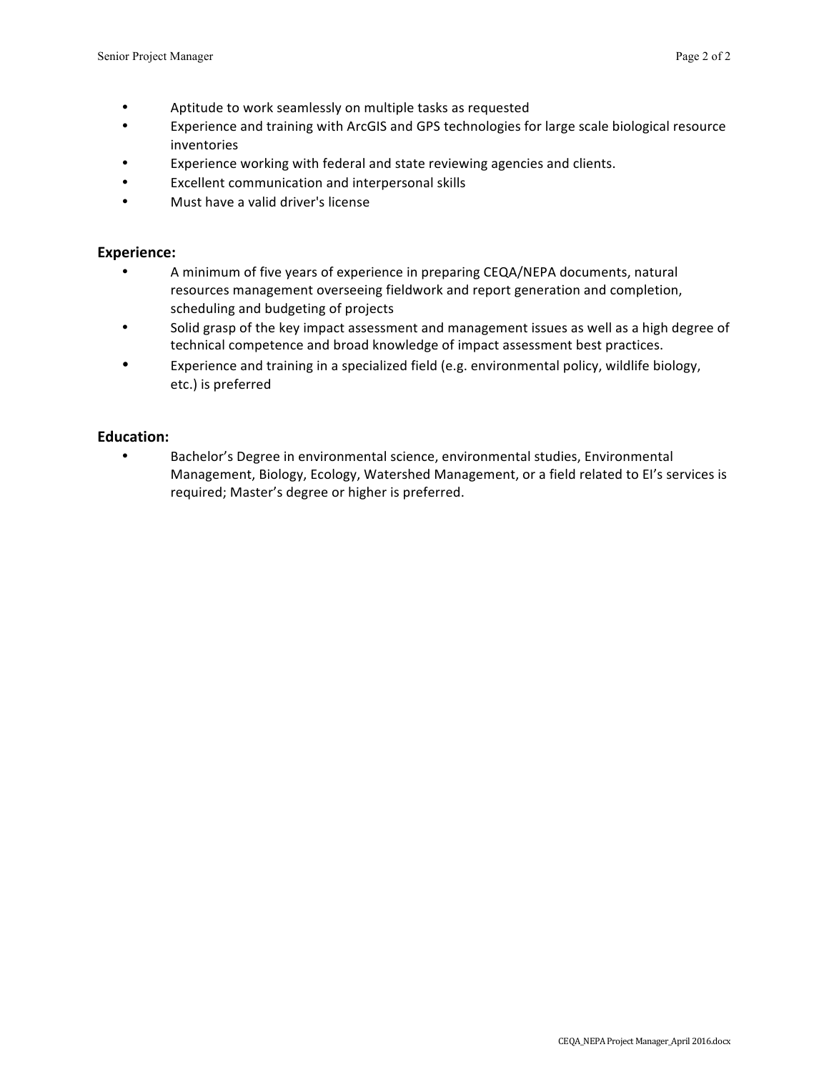- Aptitude to work seamlessly on multiple tasks as requested
- Experience and training with ArcGIS and GPS technologies for large scale biological resource inventories
- Experience working with federal and state reviewing agencies and clients.
- Excellent communication and interpersonal skills
- Must have a valid driver's license

## Experience:

- A minimum of five years of experience in preparing CEQA/NEPA documents, natural resources management overseeing fieldwork and report generation and completion, scheduling and budgeting of projects
- Solid grasp of the key impact assessment and management issues as well as a high degree of technical competence and broad knowledge of impact assessment best practices.
- Experience and training in a specialized field (e.g. environmental policy, wildlife biology, etc.) is preferred

## Education:

- Bachelor's Degree in environmental science, environmental studies, Environmental Management, Biology, Ecology, Watershed Management, or a field related to EI's services is required; Master's degree or higher is preferred.